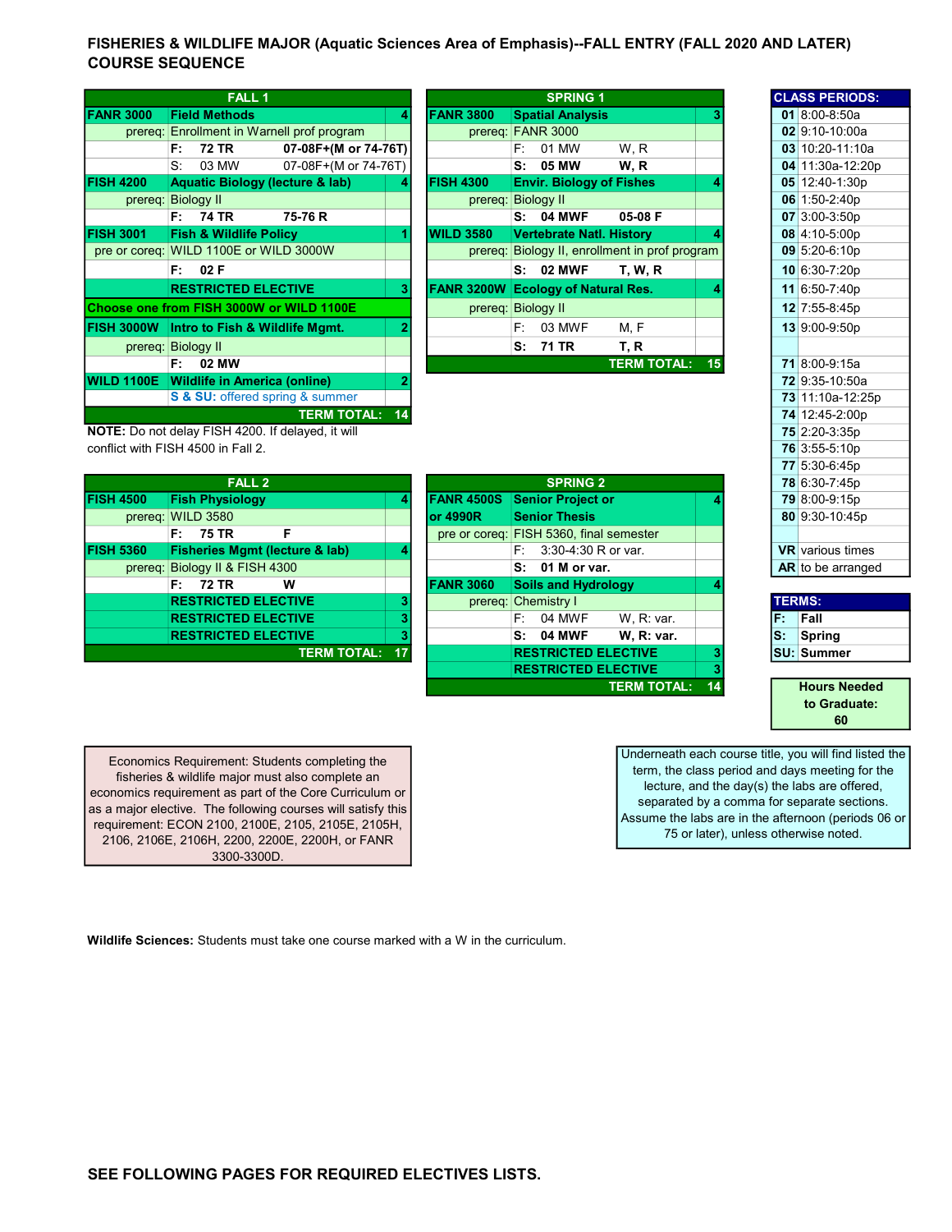# FISHERIES & WILDLIFE MAJOR (Aquatic Sciences Area of Emphasis)--FALL ENTRY (FALL 2020 AND LATER) COURSE SEQUENCE

| FALL 1 | | | |
|---|---|---|---|
| FANR 3000 | Field Methods | | 4 |
| prereq: | Enrollment in Warnell prof program | | |
| | F: 72 TR | 07-08F+(M or 74-76T) | |
| | S: 03 MW | 07-08F+(M or 74-76T) | |
| FISH 4200 | Aquatic Biology (lecture & lab) | | 4 |
| prereq: | Biology II | | |
| | F: 74 TR | 75-76 R | |
| FISH 3001 | Fish & Wildlife Policy | | 1 |
| pre or coreq: | WILD 1100E or WILD 3000W | | |
| | F: 02 F | | |
| | RESTRICTED ELECTIVE | | 3 |
| Choose one from FISH 3000W or WILD 1100E | | | |
| FISH 3000W | Intro to Fish & Wildlife Mgmt. | | 2 |
| prereq: | Biology II | | |
| | F: 02 MW | | |
| WILD 1100E | Wildlife in America (online) | | 2 |
| | S & SU: offered spring & summer | | |
| | | TERM TOTAL: | 14 |

**NOTE:** Do not delay FISH 4200. If delayed, it will conflict with FISH 4500 in Fall 2.

| SPRING 1 | | | |
|---|---|---|---|
| FANR 3800 | Spatial Analysis | | 3 |
| prereq: | FANR 3000 | | |
| | F: 01 MW | W, R | |
| | S: 05 MW | W, R | |
| FISH 4300 | Envir. Biology of Fishes | | 4 |
| prereq: | Biology II | | |
| | S: 04 MWF | 05-08 F | |
| WILD 3580 | Vertebrate Natl. History | | 4 |
| prereq: | Biology II, enrollment in prof program | | |
| | S: 02 MWF | T, W, R | |
| FANR 3200W | Ecology of Natural Res. | | 4 |
| prereq: | Biology II | | |
| | F: 03 MWF | M, F | |
| | S: 71 TR | T, R | |
| | | TERM TOTAL: | 15 |

| FALL 2 | | | |
|---|---|---|---|
| FISH 4500 | Fish Physiology | | 4 |
| prereq: | WILD 3580 | | |
| | F: 75 TR | F | |
| FISH 5360 | Fisheries Mgmt (lecture & lab) | | 4 |
| prereq: | Biology II & FISH 4300 | | |
| | F: 72 TR | W | |
| | RESTRICTED ELECTIVE | | 3 |
| | RESTRICTED ELECTIVE | | 3 |
| | RESTRICTED ELECTIVE | | 3 |
| | | TERM TOTAL: | 17 |

| SPRING 2 | | | |
|---|---|---|---|
| FANR 4500S or 4990R | Senior Project or Senior Thesis | | 4 |
| pre or coreq: | FISH 5360, final semester | | |
| | F: 3:30-4:30 R or var. | | |
| | S: 01 M or var. | | |
| FANR 3060 | Soils and Hydrology | | 4 |
| prereq: | Chemistry I | | |
| | F: 04 MWF | W, R: var. | |
| | S: 04 MWF | W, R: var. | |
| | RESTRICTED ELECTIVE | | 3 |
| | RESTRICTED ELECTIVE | | 3 |
| | | TERM TOTAL: | 14 |

| CLASS PERIODS: | |
|---|---|
| 01 | 8:00-8:50a |
| 02 | 9:10-10:00a |
| 03 | 10:20-11:10a |
| 04 | 11:30a-12:20p |
| 05 | 12:40-1:30p |
| 06 | 1:50-2:40p |
| 07 | 3:00-3:50p |
| 08 | 4:10-5:00p |
| 09 | 5:20-6:10p |
| 10 | 6:30-7:20p |
| 11 | 6:50-7:40p |
| 12 | 7:55-8:45p |
| 13 | 9:00-9:50p |
| 71 | 8:00-9:15a |
| 72 | 9:35-10:50a |
| 73 | 11:10a-12:25p |
| 74 | 12:45-2:00p |
| 75 | 2:20-3:35p |
| 76 | 3:55-5:10p |
| 77 | 5:30-6:45p |
| 78 | 6:30-7:45p |
| 79 | 8:00-9:15p |
| 80 | 9:30-10:45p |
| VR | various times |
| AR | to be arranged |

| TERMS: | |
|---|---|
| F: | Fall |
| S: | Spring |
| SU: | Summer |

**Hours Needed to Graduate: 60**

Economics Requirement: Students completing the fisheries & wildlife major must also complete an economics requirement as part of the Core Curriculum or as a major elective. The following courses will satisfy this requirement: ECON 2100, 2100E, 2105, 2105E, 2105H, 2106, 2106E, 2106H, 2200, 2200E, 2200H, or FANR 3300-3300D.

Underneath each course title, you will find listed the term, the class period and days meeting for the lecture, and the day(s) the labs are offered, separated by a comma for separate sections. Assume the labs are in the afternoon (periods 06 or 75 or later), unless otherwise noted.

**Wildlife Sciences:** Students must take one course marked with a W in the curriculum.

**SEE FOLLOWING PAGES FOR REQUIRED ELECTIVES LISTS.**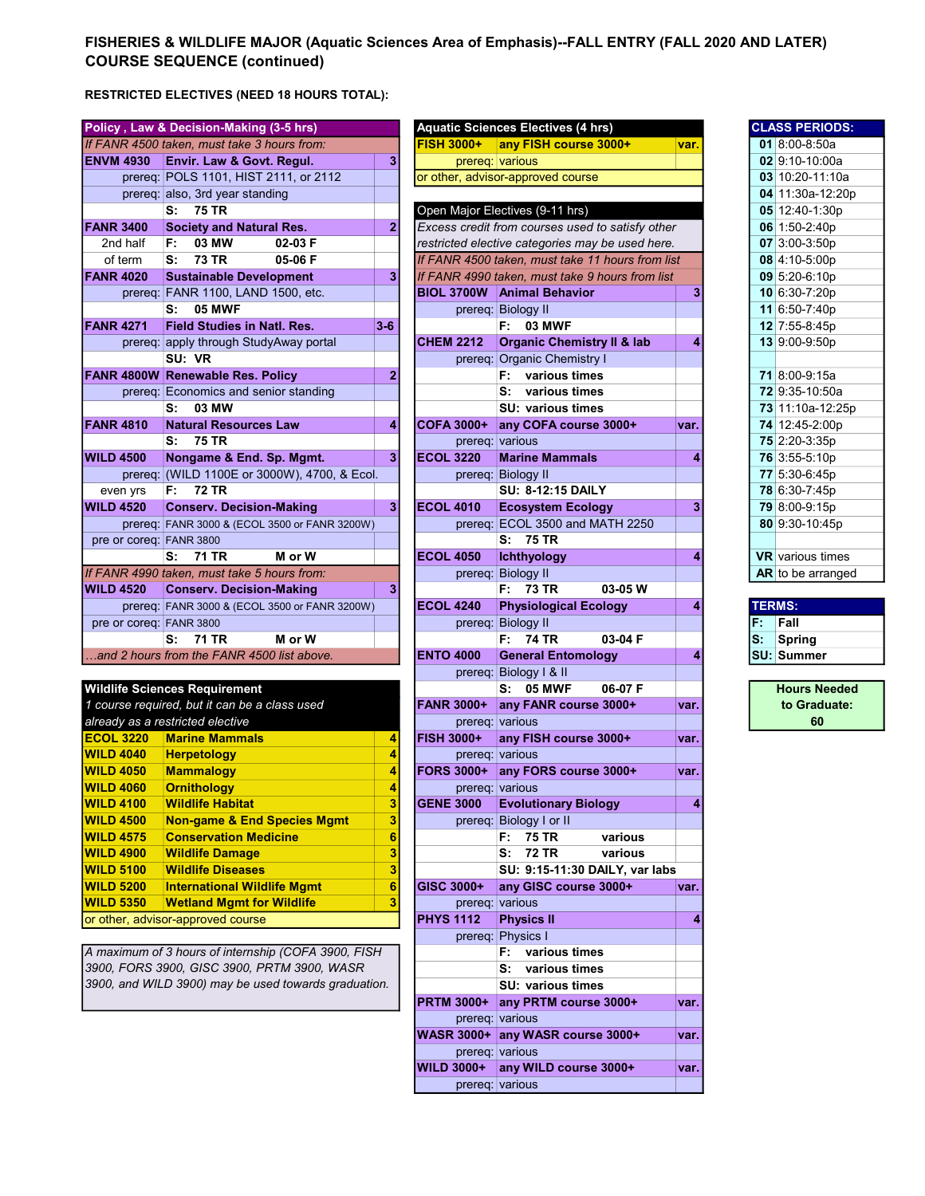# FISHERIES & WILDLIFE MAJOR (Aquatic Sciences Area of Emphasis)--FALL ENTRY (FALL 2020 AND LATER) COURSE SEQUENCE (continued)

**RESTRICTED ELECTIVES (NEED 18 HOURS TOTAL):**

| Policy , Law & Decision-Making (3-5 hrs) | | |
|---|---|---|
| *If FANR 4500 taken, must take 3 hours from:* | | |
| **ENVM 4930** | **Envir. Law & Govt. Regul.** | **3** |
| prereq: | POLS 1101, HIST 2111, or 2112 | |
| prereq: | also, 3rd year standing | |
| | **S: 75 TR** | |
| **FANR 3400** | **Society and Natural Res.** | **2** |
| 2nd half | **F: 03 MW 02-03 F** | |
| of term | **S: 73 TR 05-06 F** | |
| **FANR 4020** | **Sustainable Development** | **3** |
| prereq: | FANR 1100, LAND 1500, etc. | |
| | **S: 05 MWF** | |
| **FANR 4271** | **Field Studies in Natl. Res.** | **3-6** |
| prereq: | apply through StudyAway portal | |
| | **SU: VR** | |
| **FANR 4800W** | **Renewable Res. Policy** | **2** |
| prereq: | Economics and senior standing | |
| | **S: 03 MW** | |
| **FANR 4810** | **Natural Resources Law** | **4** |
| | **S: 75 TR** | |
| **WILD 4500** | **Nongame & End. Sp. Mgmt.** | **3** |
| prereq: | (WILD 1100E or 3000W), 4700, & Ecol. | |
| even yrs | **F: 72 TR** | |
| **WILD 4520** | **Conserv. Decision-Making** | **3** |
| prereq: | FANR 3000 & (ECOL 3500 or FANR 3200W) | |
| pre or coreq: | FANR 3800 | |
| | **S: 71 TR M or W** | |
| *If FANR 4990 taken, must take 5 hours from:* | | |
| **WILD 4520** | **Conserv. Decision-Making** | **3** |
| prereq: | FANR 3000 & (ECOL 3500 or FANR 3200W) | |
| pre or coreq: | FANR 3800 | |
| | **S: 71 TR M or W** | |
| *...and 2 hours from the FANR 4500 list above.* | | |

| Wildlife Sciences Requirement | | |
|---|---|---|
| *1 course required, but it can be a class used already as a restricted elective* | | |
| **ECOL 3220** | **Marine Mammals** | **4** |
| **WILD 4040** | **Herpetology** | **4** |
| **WILD 4050** | **Mammalogy** | **4** |
| **WILD 4060** | **Ornithology** | **4** |
| **WILD 4100** | **Wildlife Habitat** | **3** |
| **WILD 4500** | **Non-game & End Species Mgmt** | **3** |
| **WILD 4575** | **Conservation Medicine** | **6** |
| **WILD 4900** | **Wildlife Damage** | **3** |
| **WILD 5100** | **Wildlife Diseases** | **3** |
| **WILD 5200** | **International Wildlife Mgmt** | **6** |
| **WILD 5350** | **Wetland Mgmt for Wildlife** | **3** |
| or other, advisor-approved course | | |

*A maximum of 3 hours of internship (COFA 3900, FISH 3900, FORS 3900, GISC 3900, PRTM 3900, WASR 3900, and WILD 3900) may be used towards graduation.*

| Aquatic Sciences Electives (4 hrs) | | |
|---|---|---|
| **FISH 3000+** | **any FISH course 3000+** | **var.** |
| prereq: | various | |
| or other, advisor-approved course | | |

| Open Major Electives (9-11 hrs) | | |
|---|---|---|
| *Excess credit from courses used to satisfy other restricted elective categories may be used here.* | | |
| *If FANR 4500 taken, must take 11 hours from list* | | |
| *If FANR 4990 taken, must take 9 hours from list* | | |
| **BIOL 3700W** | **Animal Behavior** | **3** |
| prereq: | Biology II | |
| | **F: 03 MWF** | |
| **CHEM 2212** | **Organic Chemistry II & lab** | **4** |
| prereq: | Organic Chemistry I | |
| | **F: various times** | |
| | **S: various times** | |
| | **SU: various times** | |
| **COFA 3000+** | **any COFA course 3000+** | **var.** |
| prereq: | various | |
| **ECOL 3220** | **Marine Mammals** | **4** |
| prereq: | Biology II | |
| | **SU: 8-12:15 DAILY** | |
| **ECOL 4010** | **Ecosystem Ecology** | **3** |
| prereq: | ECOL 3500 and MATH 2250 | |
| | **S: 75 TR** | |
| **ECOL 4050** | **Ichthyology** | **4** |
| prereq: | Biology II | |
| | **F: 73 TR 03-05 W** | |
| **ECOL 4240** | **Physiological Ecology** | **4** |
| prereq: | Biology II | |
| | **F: 74 TR 03-04 F** | |
| **ENTO 4000** | **General Entomology** | **4** |
| prereq: | Biology I & II | |
| | **S: 05 MWF 06-07 F** | |
| **FANR 3000+** | **any FANR course 3000+** | **var.** |
| prereq: | various | |
| **FISH 3000+** | **any FISH course 3000+** | **var.** |
| prereq: | various | |
| **FORS 3000+** | **any FORS course 3000+** | **var.** |
| prereq: | various | |
| **GENE 3000** | **Evolutionary Biology** | **4** |
| prereq: | Biology I or II | |
| | **F: 75 TR various** | |
| | **S: 72 TR various** | |
| | **SU: 9:15-11:30 DAILY, var labs** | |
| **GISC 3000+** | **any GISC course 3000+** | **var.** |
| prereq: | various | |
| **PHYS 1112** | **Physics II** | **4** |
| prereq: | Physics I | |
| | **F: various times** | |
| | **S: various times** | |
| | **SU: various times** | |
| **PRTM 3000+** | **any PRTM course 3000+** | **var.** |
| prereq: | various | |
| **WASR 3000+** | **any WASR course 3000+** | **var.** |
| prereq: | various | |
| **WILD 3000+** | **any WILD course 3000+** | **var.** |
| prereq: | various | |

| CLASS PERIODS: | |
|---|---|
| **01** | 8:00-8:50a |
| **02** | 9:10-10:00a |
| **03** | 10:20-11:10a |
| **04** | 11:30a-12:20p |
| **05** | 12:40-1:30p |
| **06** | 1:50-2:40p |
| **07** | 3:00-3:50p |
| **08** | 4:10-5:00p |
| **09** | 5:20-6:10p |
| **10** | 6:30-7:20p |
| **11** | 6:50-7:40p |
| **12** | 7:55-8:45p |
| **13** | 9:00-9:50p |
| **71** | 8:00-9:15a |
| **72** | 9:35-10:50a |
| **73** | 11:10a-12:25p |
| **74** | 12:45-2:00p |
| **75** | 2:20-3:35p |
| **76** | 3:55-5:10p |
| **77** | 5:30-6:45p |
| **78** | 6:30-7:45p |
| **79** | 8:00-9:15p |
| **80** | 9:30-10:45p |
| **VR** | various times |
| **AR** | to be arranged |

| TERMS: | |
|---|---|
| **F:** | Fall |
| **S:** | Spring |
| **SU:** | Summer |

**Hours Needed to Graduate: 60**